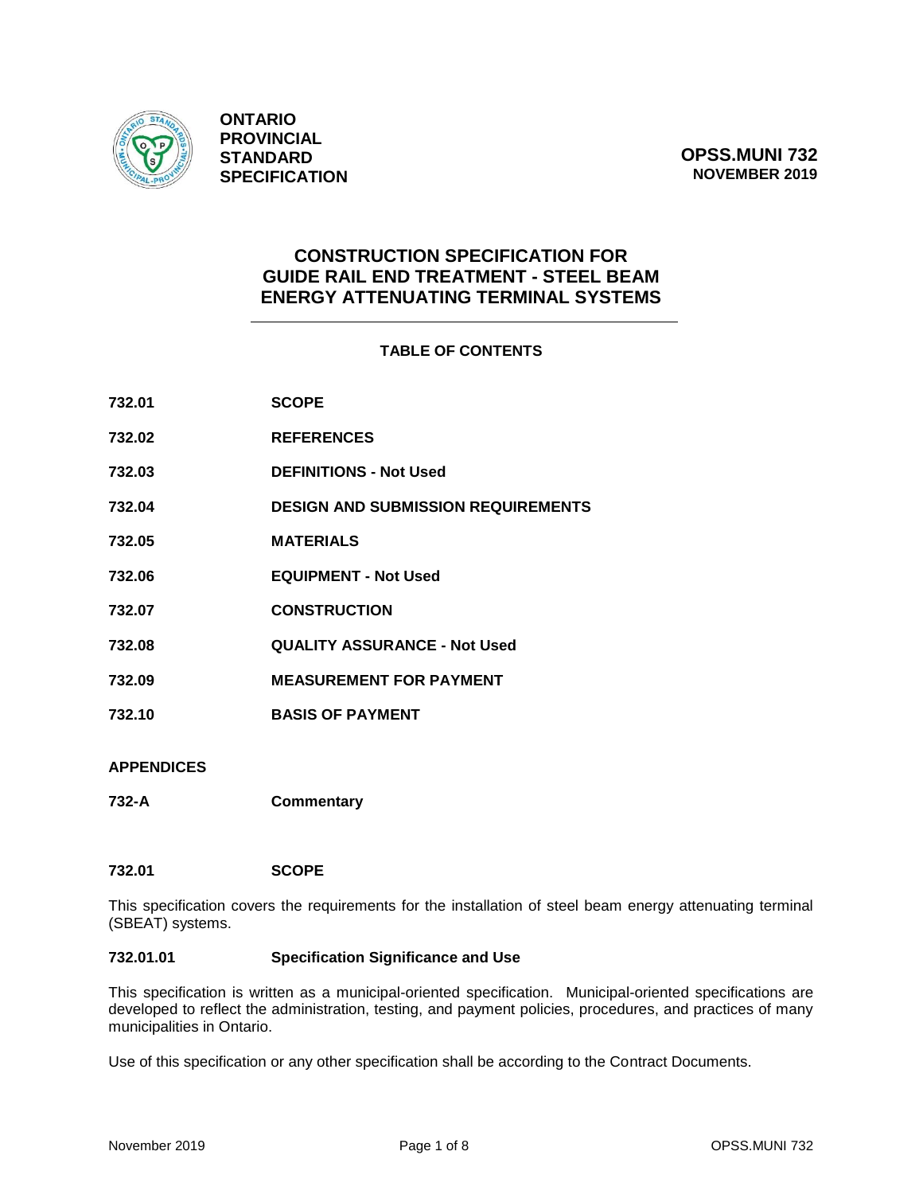**ONTARIO PROVINCIAL STANDARD SPECIFICATION**

**OPSS.MUNI 732**
**NOVEMBER 2019**

# CONSTRUCTION SPECIFICATION FOR GUIDE RAIL END TREATMENT - STEEL BEAM ENERGY ATTENUATING TERMINAL SYSTEMS

## TABLE OF CONTENTS

| | |
|---|---|
| **732.01** | **SCOPE** |
| **732.02** | **REFERENCES** |
| **732.03** | **DEFINITIONS - Not Used** |
| **732.04** | **DESIGN AND SUBMISSION REQUIREMENTS** |
| **732.05** | **MATERIALS** |
| **732.06** | **EQUIPMENT - Not Used** |
| **732.07** | **CONSTRUCTION** |
| **732.08** | **QUALITY ASSURANCE - Not Used** |
| **732.09** | **MEASUREMENT FOR PAYMENT** |
| **732.10** | **BASIS OF PAYMENT** |

**APPENDICES**

| | |
|---|---|
| **732-A** | **Commentary** |

## 732.01 SCOPE

This specification covers the requirements for the installation of steel beam energy attenuating terminal (SBEAT) systems.

### 732.01.01 Specification Significance and Use

This specification is written as a municipal-oriented specification. Municipal-oriented specifications are developed to reflect the administration, testing, and payment policies, procedures, and practices of many municipalities in Ontario.

Use of this specification or any other specification shall be according to the Contract Documents.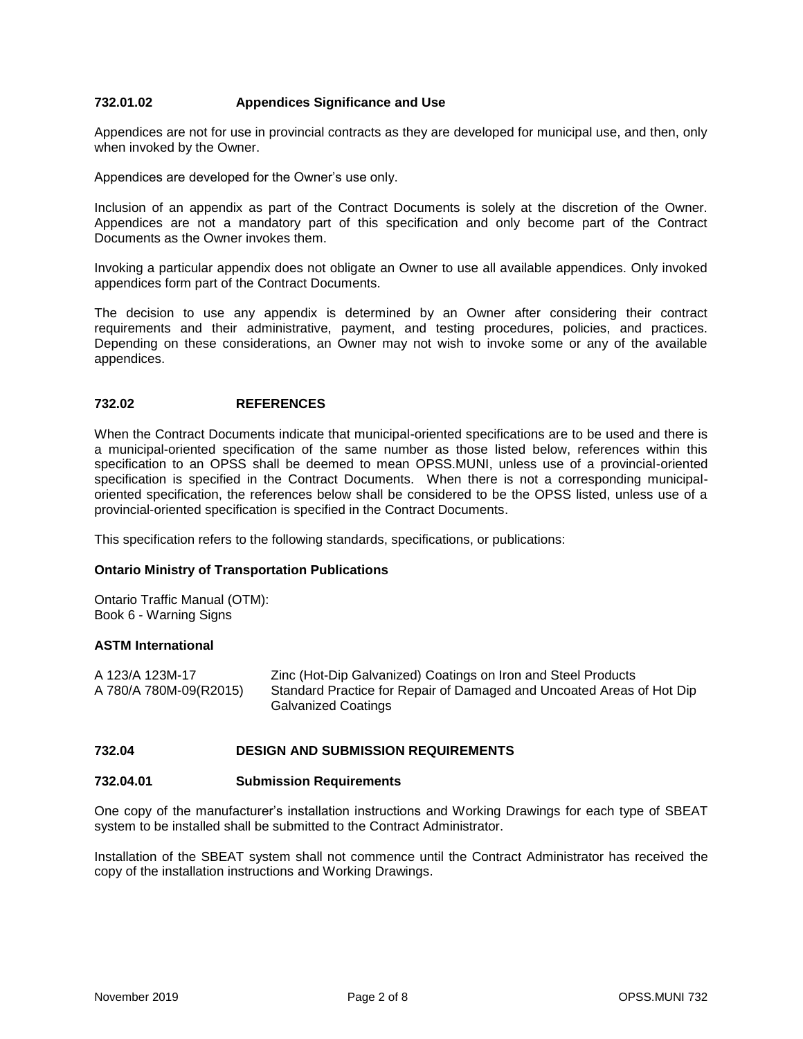### 732.01.02 Appendices Significance and Use

Appendices are not for use in provincial contracts as they are developed for municipal use, and then, only when invoked by the Owner.

Appendices are developed for the Owner's use only.

Inclusion of an appendix as part of the Contract Documents is solely at the discretion of the Owner. Appendices are not a mandatory part of this specification and only become part of the Contract Documents as the Owner invokes them.

Invoking a particular appendix does not obligate an Owner to use all available appendices. Only invoked appendices form part of the Contract Documents.

The decision to use any appendix is determined by an Owner after considering their contract requirements and their administrative, payment, and testing procedures, policies, and practices. Depending on these considerations, an Owner may not wish to invoke some or any of the available appendices.

## 732.02 REFERENCES

When the Contract Documents indicate that municipal-oriented specifications are to be used and there is a municipal-oriented specification of the same number as those listed below, references within this specification to an OPSS shall be deemed to mean OPSS.MUNI, unless use of a provincial-oriented specification is specified in the Contract Documents. When there is not a corresponding municipal-oriented specification, the references below shall be considered to be the OPSS listed, unless use of a provincial-oriented specification is specified in the Contract Documents.

This specification refers to the following standards, specifications, or publications:

**Ontario Ministry of Transportation Publications**

Ontario Traffic Manual (OTM):
Book 6 - Warning Signs

**ASTM International**

A 123/A 123M-17 Zinc (Hot-Dip Galvanized) Coatings on Iron and Steel Products
A 780/A 780M-09(R2015) Standard Practice for Repair of Damaged and Uncoated Areas of Hot Dip Galvanized Coatings

## 732.04 DESIGN AND SUBMISSION REQUIREMENTS

### 732.04.01 Submission Requirements

One copy of the manufacturer's installation instructions and Working Drawings for each type of SBEAT system to be installed shall be submitted to the Contract Administrator.

Installation of the SBEAT system shall not commence until the Contract Administrator has received the copy of the installation instructions and Working Drawings.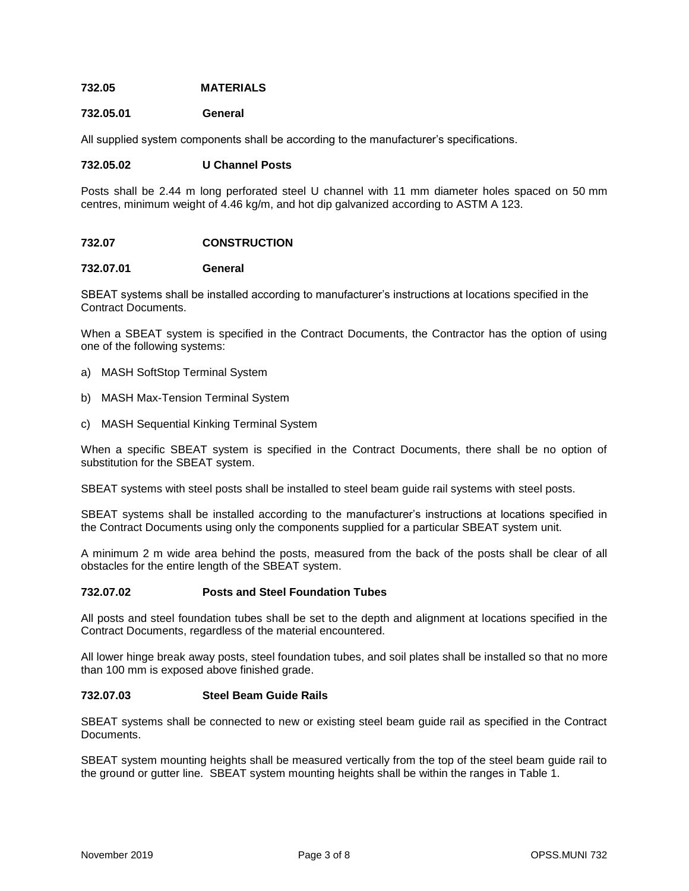## 732.05 MATERIALS

### 732.05.01 General

All supplied system components shall be according to the manufacturer's specifications.

### 732.05.02 U Channel Posts

Posts shall be 2.44 m long perforated steel U channel with 11 mm diameter holes spaced on 50 mm centres, minimum weight of 4.46 kg/m, and hot dip galvanized according to ASTM A 123.

## 732.07 CONSTRUCTION

### 732.07.01 General

SBEAT systems shall be installed according to manufacturer's instructions at locations specified in the Contract Documents.

When a SBEAT system is specified in the Contract Documents, the Contractor has the option of using one of the following systems:

a) MASH SoftStop Terminal System

b) MASH Max-Tension Terminal System

c) MASH Sequential Kinking Terminal System

When a specific SBEAT system is specified in the Contract Documents, there shall be no option of substitution for the SBEAT system.

SBEAT systems with steel posts shall be installed to steel beam guide rail systems with steel posts.

SBEAT systems shall be installed according to the manufacturer's instructions at locations specified in the Contract Documents using only the components supplied for a particular SBEAT system unit.

A minimum 2 m wide area behind the posts, measured from the back of the posts shall be clear of all obstacles for the entire length of the SBEAT system.

### 732.07.02 Posts and Steel Foundation Tubes

All posts and steel foundation tubes shall be set to the depth and alignment at locations specified in the Contract Documents, regardless of the material encountered.

All lower hinge break away posts, steel foundation tubes, and soil plates shall be installed so that no more than 100 mm is exposed above finished grade.

### 732.07.03 Steel Beam Guide Rails

SBEAT systems shall be connected to new or existing steel beam guide rail as specified in the Contract Documents.

SBEAT system mounting heights shall be measured vertically from the top of the steel beam guide rail to the ground or gutter line. SBEAT system mounting heights shall be within the ranges in Table 1.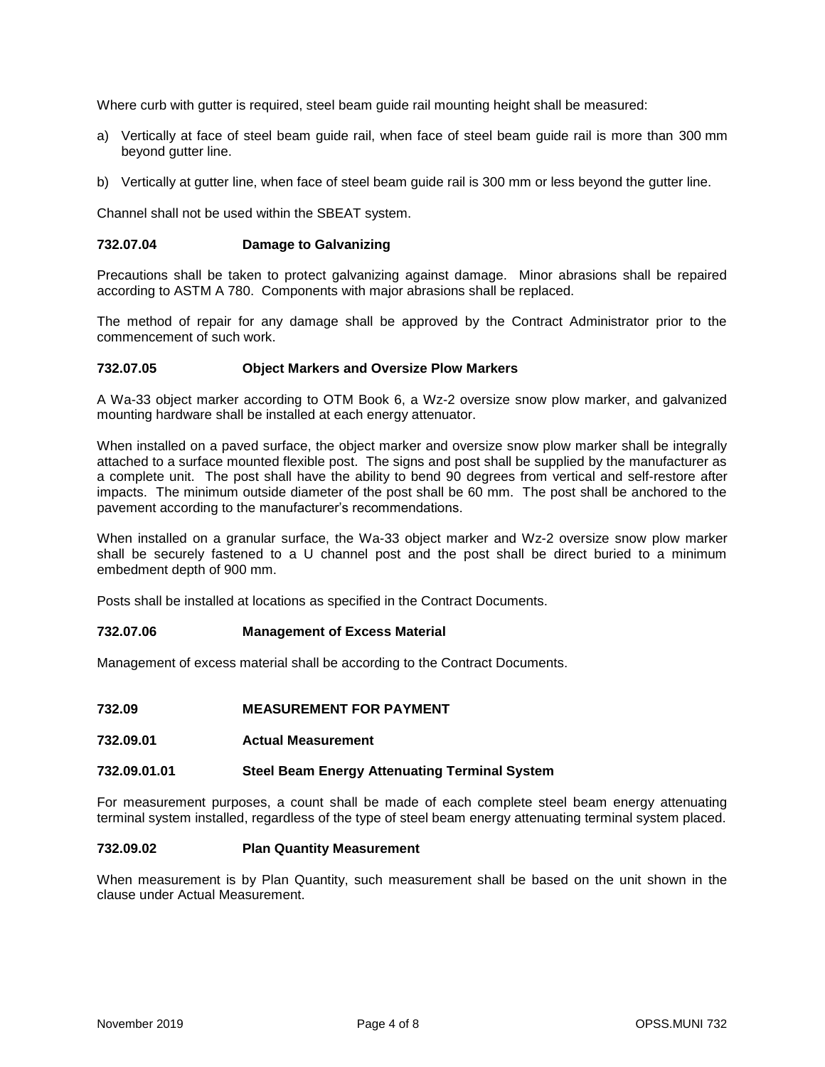Where curb with gutter is required, steel beam guide rail mounting height shall be measured:

a) Vertically at face of steel beam guide rail, when face of steel beam guide rail is more than 300 mm beyond gutter line.

b) Vertically at gutter line, when face of steel beam guide rail is 300 mm or less beyond the gutter line.

Channel shall not be used within the SBEAT system.

### 732.07.04 Damage to Galvanizing

Precautions shall be taken to protect galvanizing against damage. Minor abrasions shall be repaired according to ASTM A 780. Components with major abrasions shall be replaced.

The method of repair for any damage shall be approved by the Contract Administrator prior to the commencement of such work.

### 732.07.05 Object Markers and Oversize Plow Markers

A Wa-33 object marker according to OTM Book 6, a Wz-2 oversize snow plow marker, and galvanized mounting hardware shall be installed at each energy attenuator.

When installed on a paved surface, the object marker and oversize snow plow marker shall be integrally attached to a surface mounted flexible post. The signs and post shall be supplied by the manufacturer as a complete unit. The post shall have the ability to bend 90 degrees from vertical and self-restore after impacts. The minimum outside diameter of the post shall be 60 mm. The post shall be anchored to the pavement according to the manufacturer's recommendations.

When installed on a granular surface, the Wa-33 object marker and Wz-2 oversize snow plow marker shall be securely fastened to a U channel post and the post shall be direct buried to a minimum embedment depth of 900 mm.

Posts shall be installed at locations as specified in the Contract Documents.

### 732.07.06 Management of Excess Material

Management of excess material shall be according to the Contract Documents.

## 732.09 MEASUREMENT FOR PAYMENT

### 732.09.01 Actual Measurement

#### 732.09.01.01 Steel Beam Energy Attenuating Terminal System

For measurement purposes, a count shall be made of each complete steel beam energy attenuating terminal system installed, regardless of the type of steel beam energy attenuating terminal system placed.

### 732.09.02 Plan Quantity Measurement

When measurement is by Plan Quantity, such measurement shall be based on the unit shown in the clause under Actual Measurement.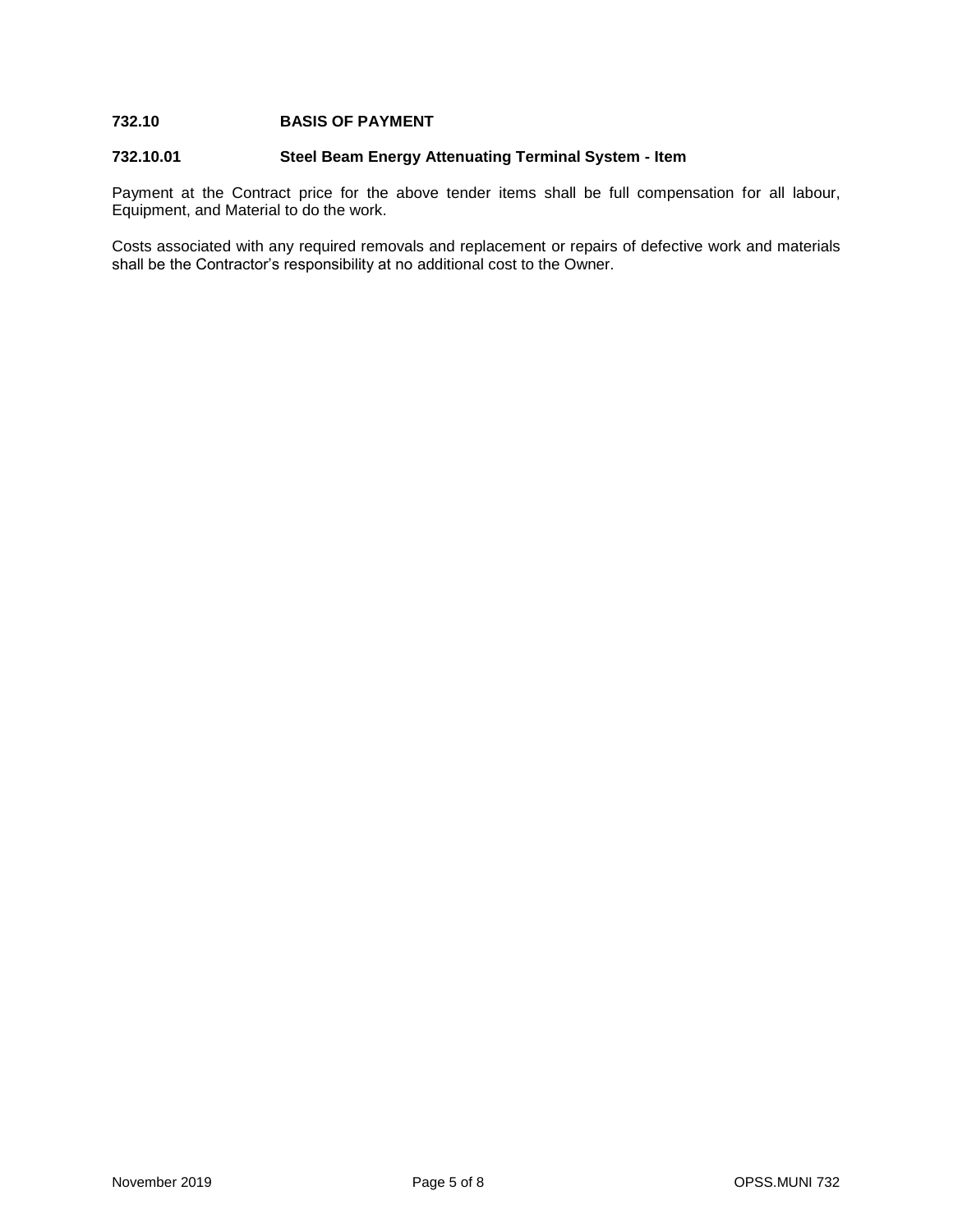## 732.10 BASIS OF PAYMENT

### 732.10.01 Steel Beam Energy Attenuating Terminal System - Item

Payment at the Contract price for the above tender items shall be full compensation for all labour, Equipment, and Material to do the work.

Costs associated with any required removals and replacement or repairs of defective work and materials shall be the Contractor's responsibility at no additional cost to the Owner.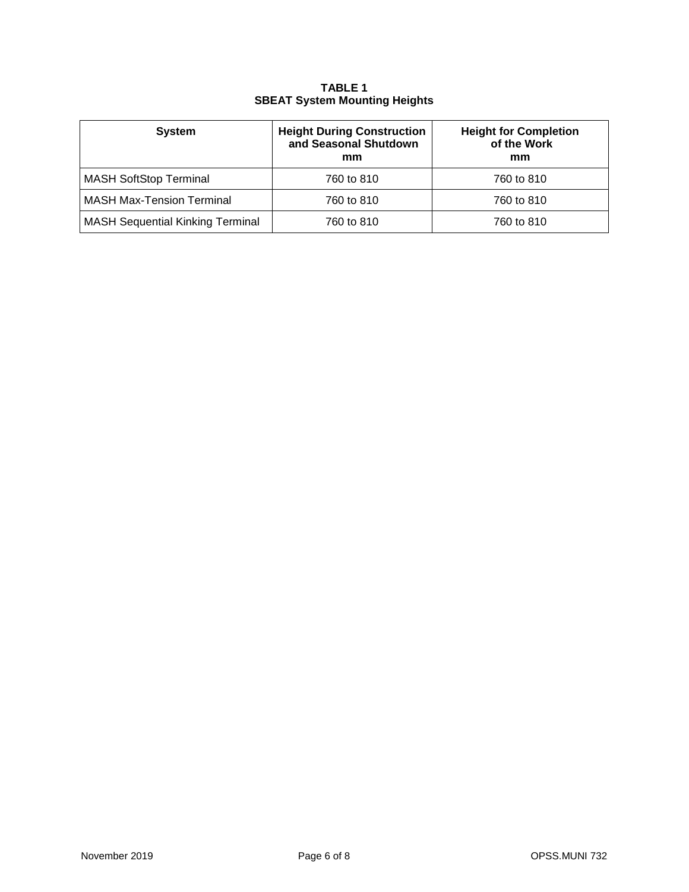**TABLE 1**
**SBEAT System Mounting Heights**

| System | Height During Construction and Seasonal Shutdown mm | Height for Completion of the Work mm |
|---|---|---|
| MASH SoftStop Terminal | 760 to 810 | 760 to 810 |
| MASH Max-Tension Terminal | 760 to 810 | 760 to 810 |
| MASH Sequential Kinking Terminal | 760 to 810 | 760 to 810 |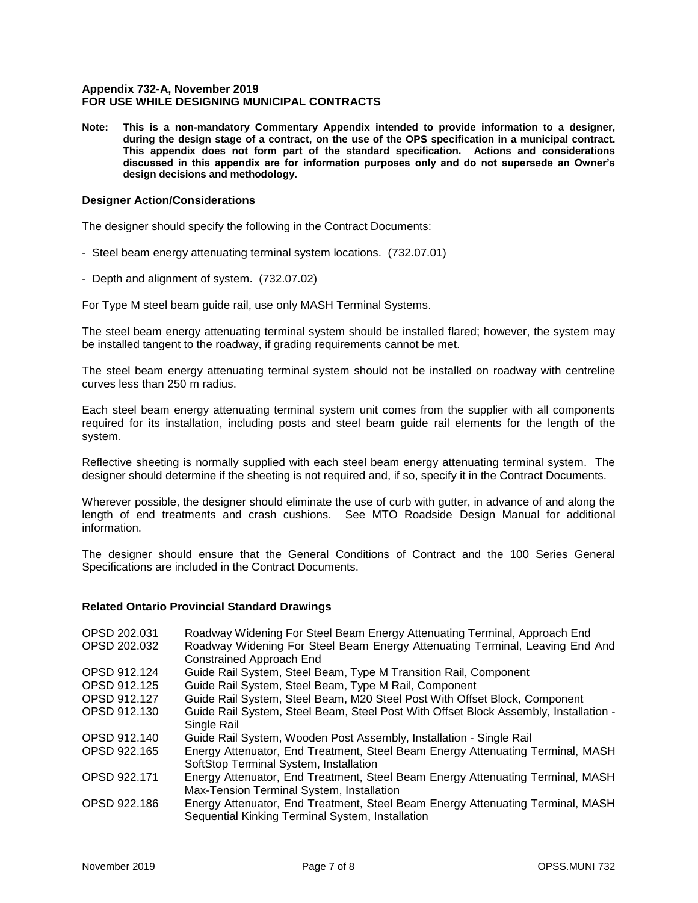**Appendix 732-A, November 2019**
**FOR USE WHILE DESIGNING MUNICIPAL CONTRACTS**

**Note: This is a non-mandatory Commentary Appendix intended to provide information to a designer, during the design stage of a contract, on the use of the OPS specification in a municipal contract. This appendix does not form part of the standard specification. Actions and considerations discussed in this appendix are for information purposes only and do not supersede an Owner's design decisions and methodology.**

### Designer Action/Considerations

The designer should specify the following in the Contract Documents:

- Steel beam energy attenuating terminal system locations. (732.07.01)
- Depth and alignment of system. (732.07.02)

For Type M steel beam guide rail, use only MASH Terminal Systems.

The steel beam energy attenuating terminal system should be installed flared; however, the system may be installed tangent to the roadway, if grading requirements cannot be met.

The steel beam energy attenuating terminal system should not be installed on roadway with centreline curves less than 250 m radius.

Each steel beam energy attenuating terminal system unit comes from the supplier with all components required for its installation, including posts and steel beam guide rail elements for the length of the system.

Reflective sheeting is normally supplied with each steel beam energy attenuating terminal system. The designer should determine if the sheeting is not required and, if so, specify it in the Contract Documents.

Wherever possible, the designer should eliminate the use of curb with gutter, in advance of and along the length of end treatments and crash cushions. See MTO Roadside Design Manual for additional information.

The designer should ensure that the General Conditions of Contract and the 100 Series General Specifications are included in the Contract Documents.

### Related Ontario Provincial Standard Drawings

| | |
|---|---|
| OPSD 202.031 | Roadway Widening For Steel Beam Energy Attenuating Terminal, Approach End |
| OPSD 202.032 | Roadway Widening For Steel Beam Energy Attenuating Terminal, Leaving End And Constrained Approach End |
| OPSD 912.124 | Guide Rail System, Steel Beam, Type M Transition Rail, Component |
| OPSD 912.125 | Guide Rail System, Steel Beam, Type M Rail, Component |
| OPSD 912.127 | Guide Rail System, Steel Beam, M20 Steel Post With Offset Block, Component |
| OPSD 912.130 | Guide Rail System, Steel Beam, Steel Post With Offset Block Assembly, Installation - Single Rail |
| OPSD 912.140 | Guide Rail System, Wooden Post Assembly, Installation - Single Rail |
| OPSD 922.165 | Energy Attenuator, End Treatment, Steel Beam Energy Attenuating Terminal, MASH SoftStop Terminal System, Installation |
| OPSD 922.171 | Energy Attenuator, End Treatment, Steel Beam Energy Attenuating Terminal, MASH Max-Tension Terminal System, Installation |
| OPSD 922.186 | Energy Attenuator, End Treatment, Steel Beam Energy Attenuating Terminal, MASH Sequential Kinking Terminal System, Installation |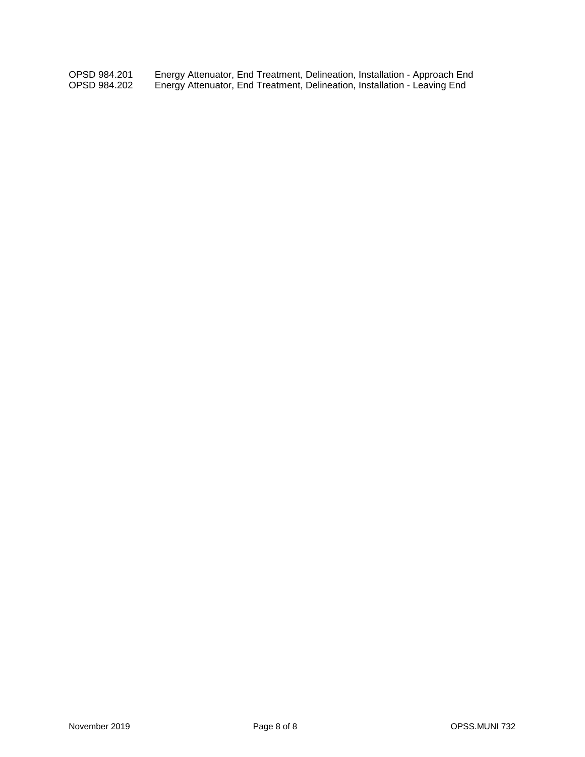OPSD 984.201 Energy Attenuator, End Treatment, Delineation, Installation - Approach End
OPSD 984.202 Energy Attenuator, End Treatment, Delineation, Installation - Leaving End